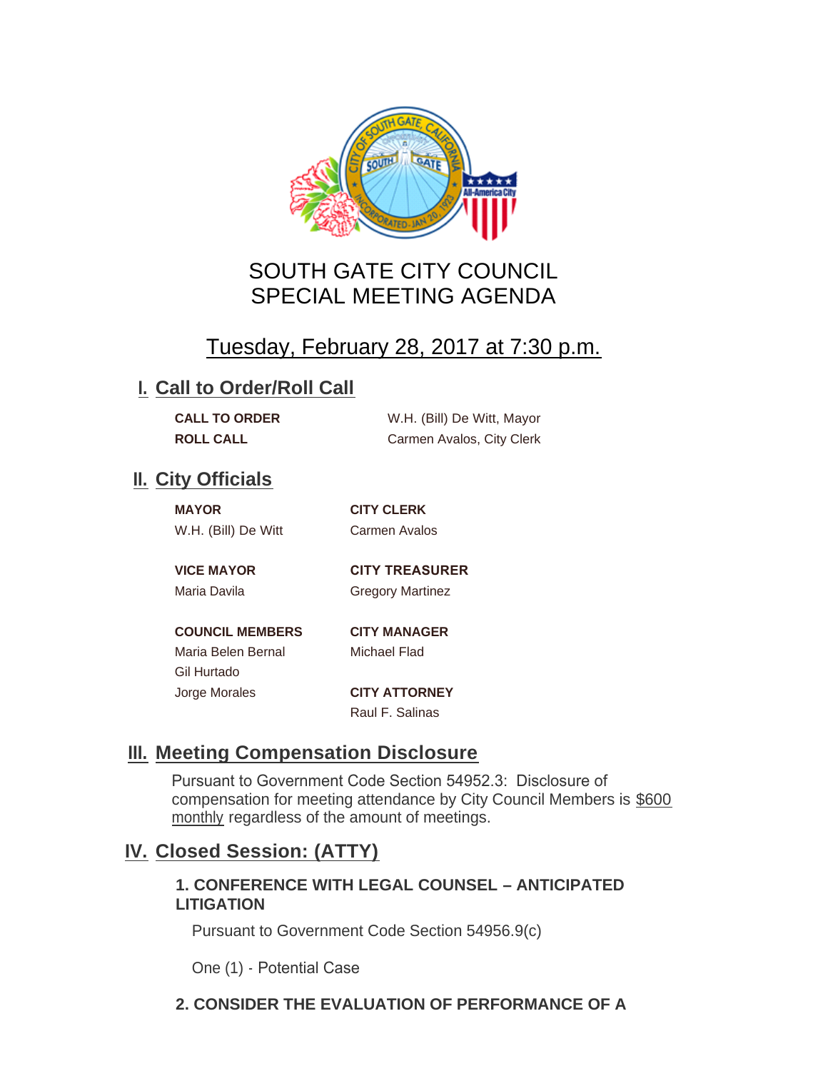# SOUTH GATE CITY COUNCIL
# SPECIAL MEETING AGENDA

## Tuesday, February 28, 2017 at 7:30 p.m.

## I. Call to Order/Roll Call

| | |
|---|---|
| **CALL TO ORDER** | W.H. (Bill) De Witt, Mayor |
| **ROLL CALL** | Carmen Avalos, City Clerk |

## II. City Officials

**MAYOR**
W.H. (Bill) De Witt

**VICE MAYOR**
Maria Davila

**COUNCIL MEMBERS**
Maria Belen Bernal
Gil Hurtado
Jorge Morales

**CITY CLERK**
Carmen Avalos

**CITY TREASURER**
Gregory Martinez

**CITY MANAGER**
Michael Flad

**CITY ATTORNEY**
Raul F. Salinas

## III. Meeting Compensation Disclosure

Pursuant to Government Code Section 54952.3: Disclosure of compensation for meeting attendance by City Council Members is $600 monthly regardless of the amount of meetings.

## IV. Closed Session: (ATTY)

### 1. CONFERENCE WITH LEGAL COUNSEL – ANTICIPATED LITIGATION

Pursuant to Government Code Section 54956.9(c)

One (1) - Potential Case

### 2. CONSIDER THE EVALUATION OF PERFORMANCE OF A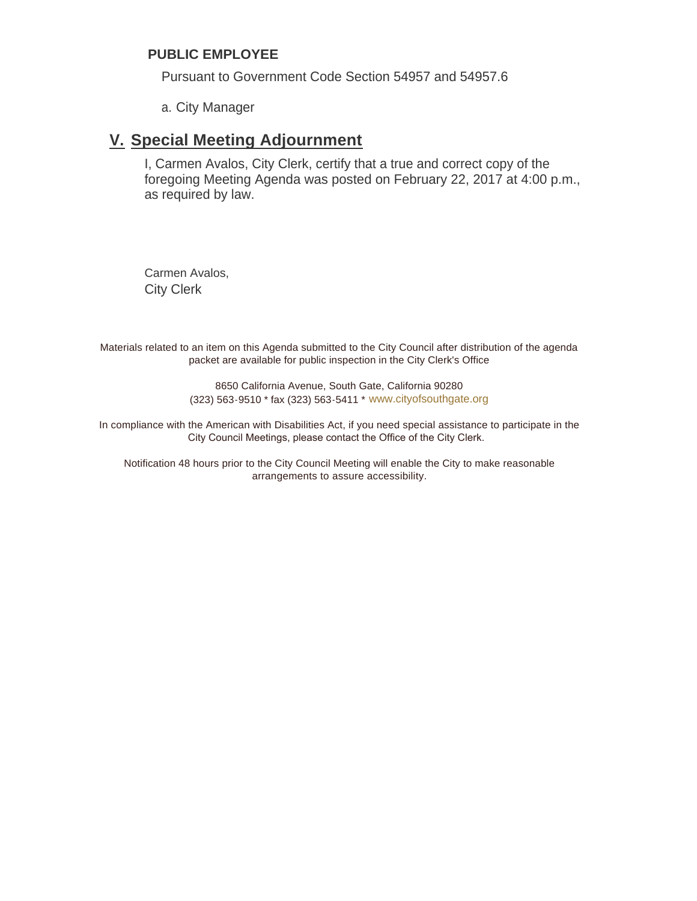**PUBLIC EMPLOYEE**

Pursuant to Government Code Section 54957 and 54957.6

a. City Manager

## V. Special Meeting Adjournment

I, Carmen Avalos, City Clerk, certify that a true and correct copy of the foregoing Meeting Agenda was posted on February 22, 2017 at 4:00 p.m., as required by law.

Carmen Avalos,
City Clerk

Materials related to an item on this Agenda submitted to the City Council after distribution of the agenda packet are available for public inspection in the City Clerk's Office

8650 California Avenue, South Gate, California 90280
(323) 563-9510 * fax (323) 563-5411 * www.cityofsouthgate.org

In compliance with the American with Disabilities Act, if you need special assistance to participate in the City Council Meetings, please contact the Office of the City Clerk.

Notification 48 hours prior to the City Council Meeting will enable the City to make reasonable arrangements to assure accessibility.